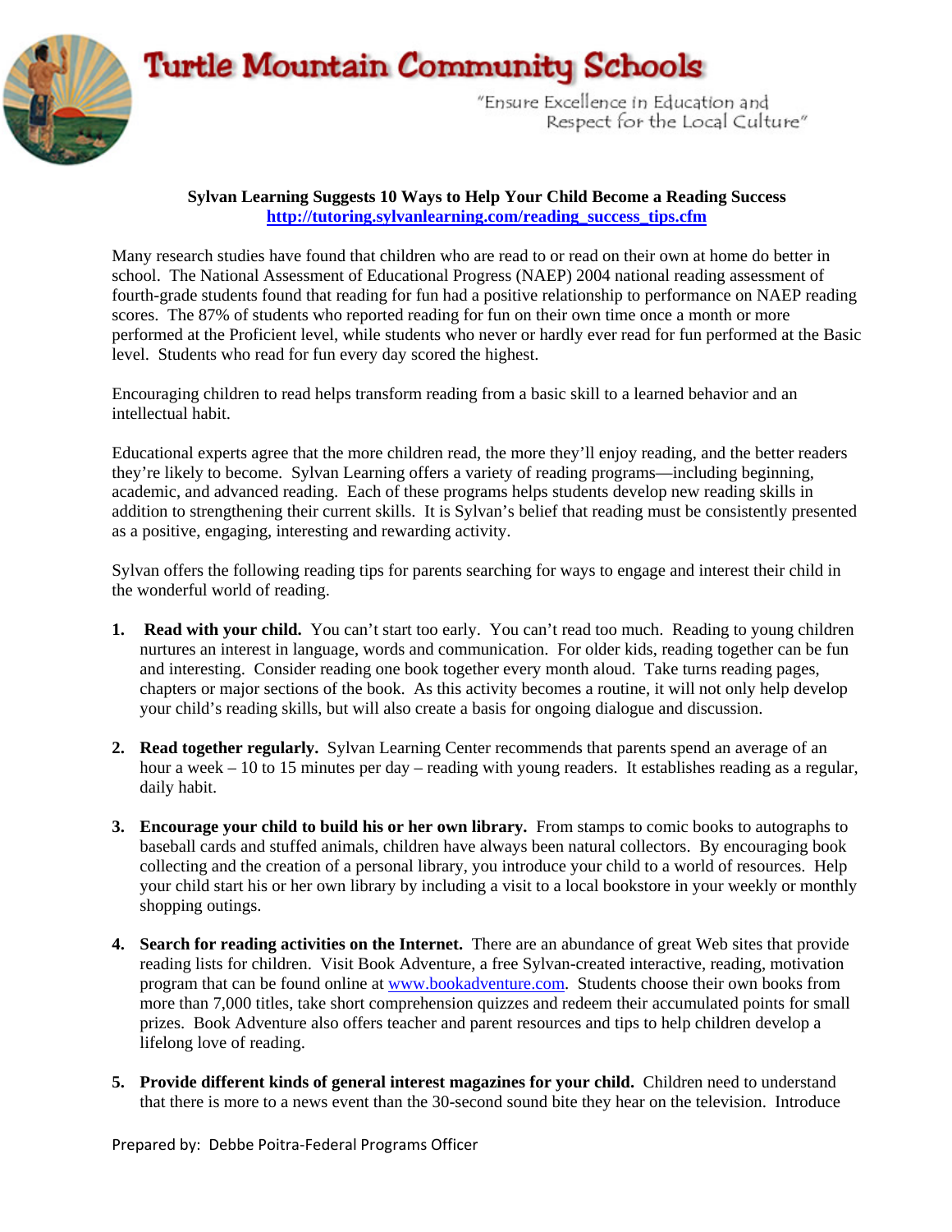# Turtle Mountain Community Schools

"Ensure Excellence in Education and Respect for the Local Culture"

**Sylvan Learning Suggests 10 Ways to Help Your Child Become a Reading Success**
**http://tutoring.sylvanlearning.com/reading_success_tips.cfm**

Many research studies have found that children who are read to or read on their own at home do better in school. The National Assessment of Educational Progress (NAEP) 2004 national reading assessment of fourth-grade students found that reading for fun had a positive relationship to performance on NAEP reading scores. The 87% of students who reported reading for fun on their own time once a month or more performed at the Proficient level, while students who never or hardly ever read for fun performed at the Basic level. Students who read for fun every day scored the highest.

Encouraging children to read helps transform reading from a basic skill to a learned behavior and an intellectual habit.

Educational experts agree that the more children read, the more they'll enjoy reading, and the better readers they're likely to become. Sylvan Learning offers a variety of reading programs—including beginning, academic, and advanced reading. Each of these programs helps students develop new reading skills in addition to strengthening their current skills. It is Sylvan's belief that reading must be consistently presented as a positive, engaging, interesting and rewarding activity.

Sylvan offers the following reading tips for parents searching for ways to engage and interest their child in the wonderful world of reading.

1. **Read with your child.** You can't start too early. You can't read too much. Reading to young children nurtures an interest in language, words and communication. For older kids, reading together can be fun and interesting. Consider reading one book together every month aloud. Take turns reading pages, chapters or major sections of the book. As this activity becomes a routine, it will not only help develop your child's reading skills, but will also create a basis for ongoing dialogue and discussion.

2. **Read together regularly.** Sylvan Learning Center recommends that parents spend an average of an hour a week – 10 to 15 minutes per day – reading with young readers. It establishes reading as a regular, daily habit.

3. **Encourage your child to build his or her own library.** From stamps to comic books to autographs to baseball cards and stuffed animals, children have always been natural collectors. By encouraging book collecting and the creation of a personal library, you introduce your child to a world of resources. Help your child start his or her own library by including a visit to a local bookstore in your weekly or monthly shopping outings.

4. **Search for reading activities on the Internet.** There are an abundance of great Web sites that provide reading lists for children. Visit Book Adventure, a free Sylvan-created interactive, reading, motivation program that can be found online at www.bookadventure.com. Students choose their own books from more than 7,000 titles, take short comprehension quizzes and redeem their accumulated points for small prizes. Book Adventure also offers teacher and parent resources and tips to help children develop a lifelong love of reading.

5. **Provide different kinds of general interest magazines for your child.** Children need to understand that there is more to a news event than the 30-second sound bite they hear on the television. Introduce

Prepared by: Debbe Poitra-Federal Programs Officer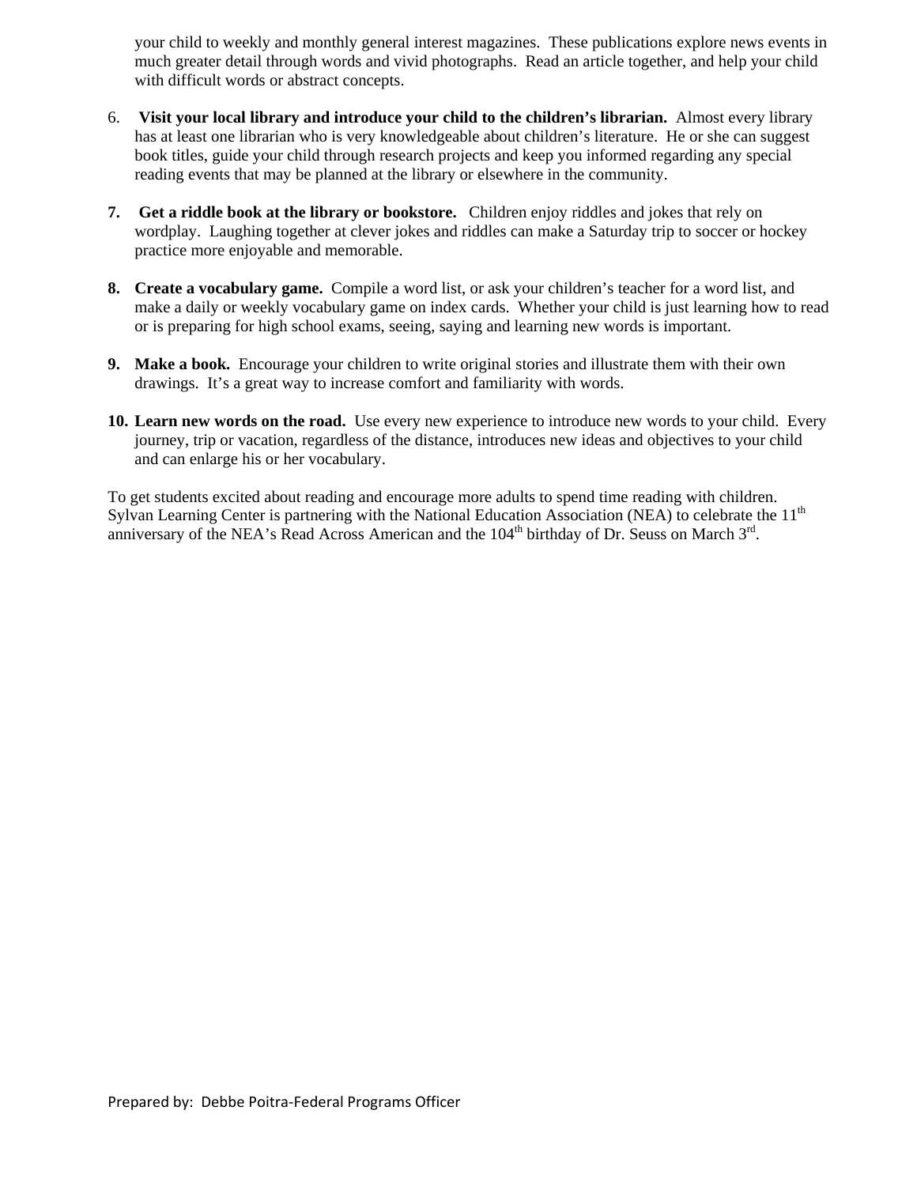your child to weekly and monthly general interest magazines. These publications explore news events in much greater detail through words and vivid photographs. Read an article together, and help your child with difficult words or abstract concepts.

6. **Visit your local library and introduce your child to the children's librarian.** Almost every library has at least one librarian who is very knowledgeable about children's literature. He or she can suggest book titles, guide your child through research projects and keep you informed regarding any special reading events that may be planned at the library or elsewhere in the community.

7. **Get a riddle book at the library or bookstore.** Children enjoy riddles and jokes that rely on wordplay. Laughing together at clever jokes and riddles can make a Saturday trip to soccer or hockey practice more enjoyable and memorable.

8. **Create a vocabulary game.** Compile a word list, or ask your children's teacher for a word list, and make a daily or weekly vocabulary game on index cards. Whether your child is just learning how to read or is preparing for high school exams, seeing, saying and learning new words is important.

9. **Make a book.** Encourage your children to write original stories and illustrate them with their own drawings. It's a great way to increase comfort and familiarity with words.

10. **Learn new words on the road.** Use every new experience to introduce new words to your child. Every journey, trip or vacation, regardless of the distance, introduces new ideas and objectives to your child and can enlarge his or her vocabulary.

To get students excited about reading and encourage more adults to spend time reading with children. Sylvan Learning Center is partnering with the National Education Association (NEA) to celebrate the 11th anniversary of the NEA's Read Across American and the 104th birthday of Dr. Seuss on March 3rd.

Prepared by: Debbe Poitra-Federal Programs Officer